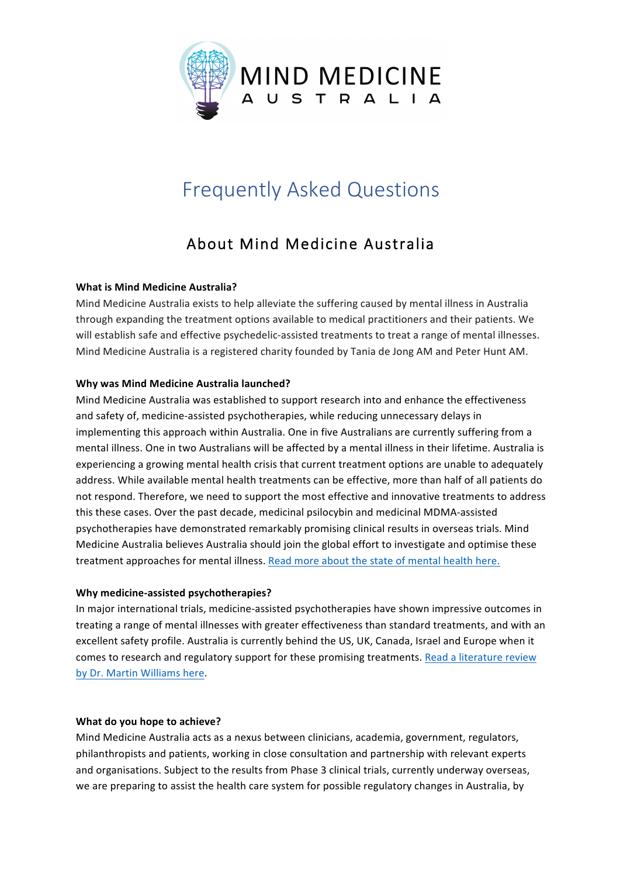MIND MEDICINE
A U S T R A L I A

# Frequently Asked Questions

## About Mind Medicine Australia

**What is Mind Medicine Australia?**

Mind Medicine Australia exists to help alleviate the suffering caused by mental illness in Australia through expanding the treatment options available to medical practitioners and their patients. We will establish safe and effective psychedelic-assisted treatments to treat a range of mental illnesses. Mind Medicine Australia is a registered charity founded by Tania de Jong AM and Peter Hunt AM.

**Why was Mind Medicine Australia launched?**

Mind Medicine Australia was established to support research into and enhance the effectiveness and safety of, medicine-assisted psychotherapies, while reducing unnecessary delays in implementing this approach within Australia. One in five Australians are currently suffering from a mental illness. One in two Australians will be affected by a mental illness in their lifetime. Australia is experiencing a growing mental health crisis that current treatment options are unable to adequately address. While available mental health treatments can be effective, more than half of all patients do not respond. Therefore, we need to support the most effective and innovative treatments to address this these cases. Over the past decade, medicinal psilocybin and medicinal MDMA-assisted psychotherapies have demonstrated remarkably promising clinical results in overseas trials. Mind Medicine Australia believes Australia should join the global effort to investigate and optimise these treatment approaches for mental illness. [Read more about the state of mental health here.]

**Why medicine-assisted psychotherapies?**

In major international trials, medicine-assisted psychotherapies have shown impressive outcomes in treating a range of mental illnesses with greater effectiveness than standard treatments, and with an excellent safety profile. Australia is currently behind the US, UK, Canada, Israel and Europe when it comes to research and regulatory support for these promising treatments. [Read a literature review by Dr. Martin Williams here].

**What do you hope to achieve?**

Mind Medicine Australia acts as a nexus between clinicians, academia, government, regulators, philanthropists and patients, working in close consultation and partnership with relevant experts and organisations. Subject to the results from Phase 3 clinical trials, currently underway overseas, we are preparing to assist the health care system for possible regulatory changes in Australia, by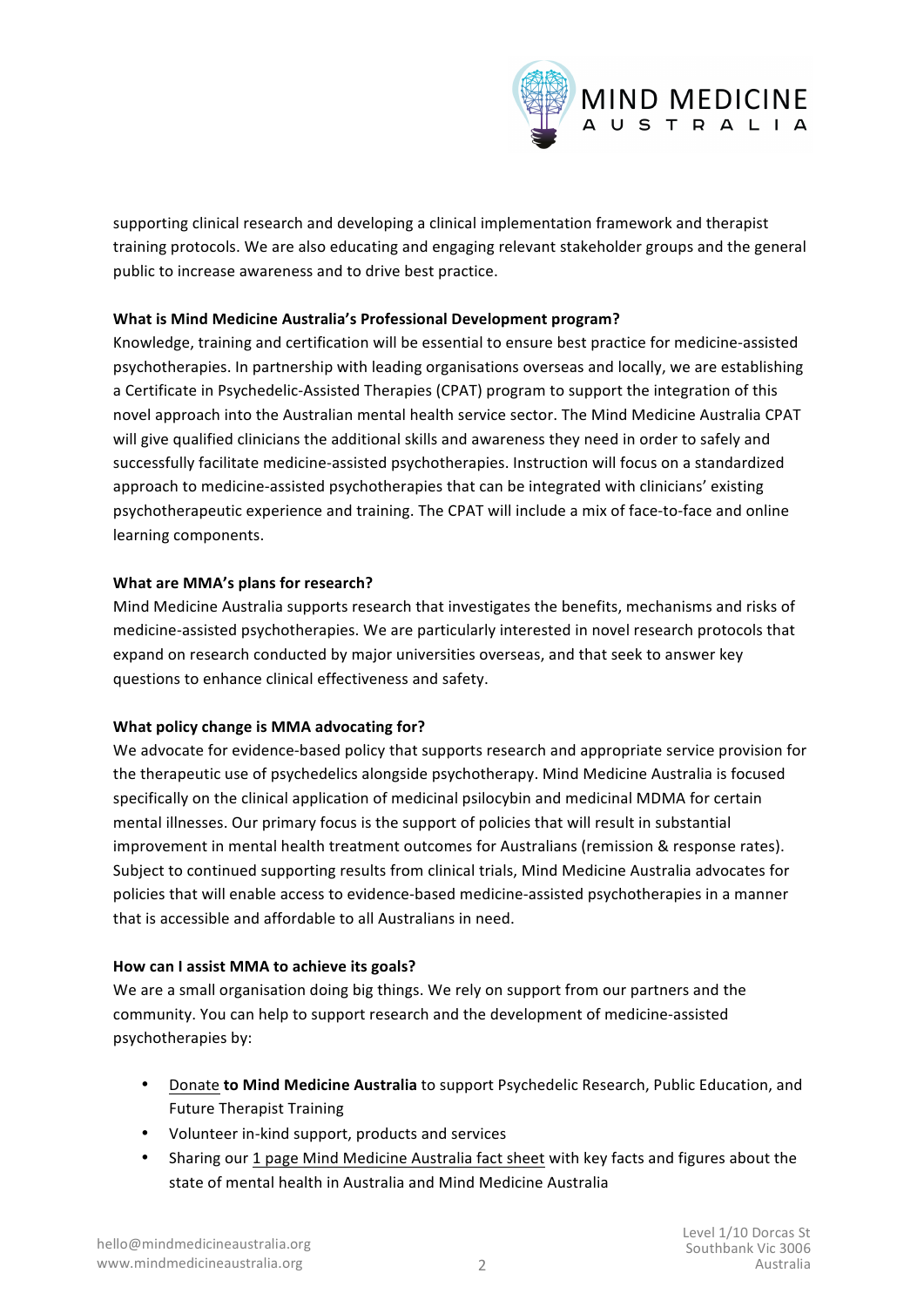supporting clinical research and developing a clinical implementation framework and therapist training protocols. We are also educating and engaging relevant stakeholder groups and the general public to increase awareness and to drive best practice.

**What is Mind Medicine Australia's Professional Development program?**

Knowledge, training and certification will be essential to ensure best practice for medicine-assisted psychotherapies. In partnership with leading organisations overseas and locally, we are establishing a Certificate in Psychedelic-Assisted Therapies (CPAT) program to support the integration of this novel approach into the Australian mental health service sector. The Mind Medicine Australia CPAT will give qualified clinicians the additional skills and awareness they need in order to safely and successfully facilitate medicine-assisted psychotherapies. Instruction will focus on a standardized approach to medicine-assisted psychotherapies that can be integrated with clinicians' existing psychotherapeutic experience and training. The CPAT will include a mix of face-to-face and online learning components.

**What are MMA's plans for research?**

Mind Medicine Australia supports research that investigates the benefits, mechanisms and risks of medicine-assisted psychotherapies. We are particularly interested in novel research protocols that expand on research conducted by major universities overseas, and that seek to answer key questions to enhance clinical effectiveness and safety.

**What policy change is MMA advocating for?**

We advocate for evidence-based policy that supports research and appropriate service provision for the therapeutic use of psychedelics alongside psychotherapy. Mind Medicine Australia is focused specifically on the clinical application of medicinal psilocybin and medicinal MDMA for certain mental illnesses. Our primary focus is the support of policies that will result in substantial improvement in mental health treatment outcomes for Australians (remission & response rates). Subject to continued supporting results from clinical trials, Mind Medicine Australia advocates for policies that will enable access to evidence-based medicine-assisted psychotherapies in a manner that is accessible and affordable to all Australians in need.

**How can I assist MMA to achieve its goals?**

We are a small organisation doing big things. We rely on support from our partners and the community. You can help to support research and the development of medicine-assisted psychotherapies by:

- Donate **to Mind Medicine Australia** to support Psychedelic Research, Public Education, and Future Therapist Training
- Volunteer in-kind support, products and services
- Sharing our 1 page Mind Medicine Australia fact sheet with key facts and figures about the state of mental health in Australia and Mind Medicine Australia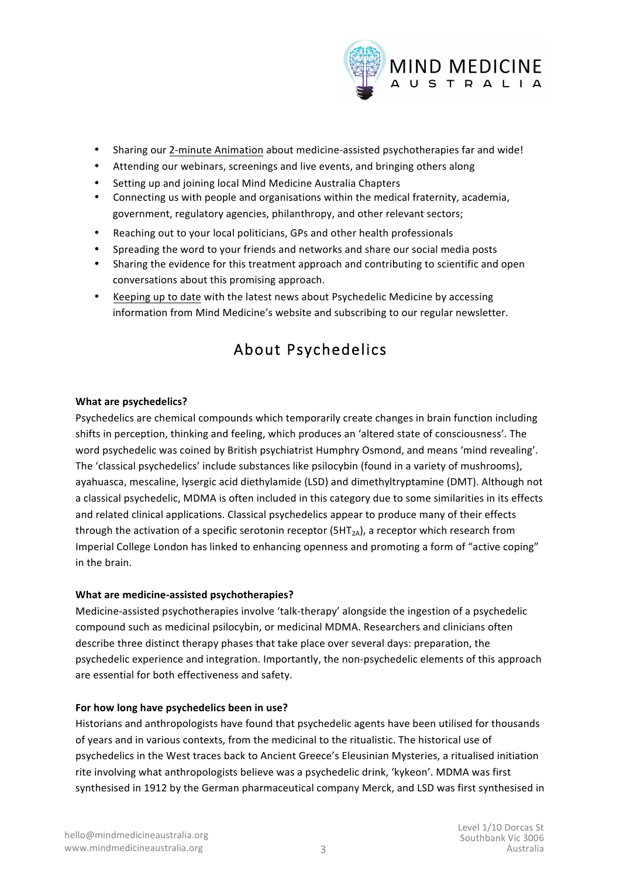- Sharing our 2-minute Animation about medicine-assisted psychotherapies far and wide!
- Attending our webinars, screenings and live events, and bringing others along
- Setting up and joining local Mind Medicine Australia Chapters
- Connecting us with people and organisations within the medical fraternity, academia, government, regulatory agencies, philanthropy, and other relevant sectors;
- Reaching out to your local politicians, GPs and other health professionals
- Spreading the word to your friends and networks and share our social media posts
- Sharing the evidence for this treatment approach and contributing to scientific and open conversations about this promising approach.
- Keeping up to date with the latest news about Psychedelic Medicine by accessing information from Mind Medicine's website and subscribing to our regular newsletter.

# About Psychedelics

**What are psychedelics?**

Psychedelics are chemical compounds which temporarily create changes in brain function including shifts in perception, thinking and feeling, which produces an 'altered state of consciousness'. The word psychedelic was coined by British psychiatrist Humphry Osmond, and means 'mind revealing'. The 'classical psychedelics' include substances like psilocybin (found in a variety of mushrooms), ayahuasca, mescaline, lysergic acid diethylamide (LSD) and dimethyltryptamine (DMT). Although not a classical psychedelic, MDMA is often included in this category due to some similarities in its effects and related clinical applications. Classical psychedelics appear to produce many of their effects through the activation of a specific serotonin receptor ($5HT_{2A}$), a receptor which research from Imperial College London has linked to enhancing openness and promoting a form of "active coping" in the brain.

**What are medicine-assisted psychotherapies?**

Medicine-assisted psychotherapies involve 'talk-therapy' alongside the ingestion of a psychedelic compound such as medicinal psilocybin, or medicinal MDMA. Researchers and clinicians often describe three distinct therapy phases that take place over several days: preparation, the psychedelic experience and integration. Importantly, the non-psychedelic elements of this approach are essential for both effectiveness and safety.

**For how long have psychedelics been in use?**

Historians and anthropologists have found that psychedelic agents have been utilised for thousands of years and in various contexts, from the medicinal to the ritualistic. The historical use of psychedelics in the West traces back to Ancient Greece's Eleusinian Mysteries, a ritualised initiation rite involving what anthropologists believe was a psychedelic drink, 'kykeon'. MDMA was first synthesised in 1912 by the German pharmaceutical company Merck, and LSD was first synthesised in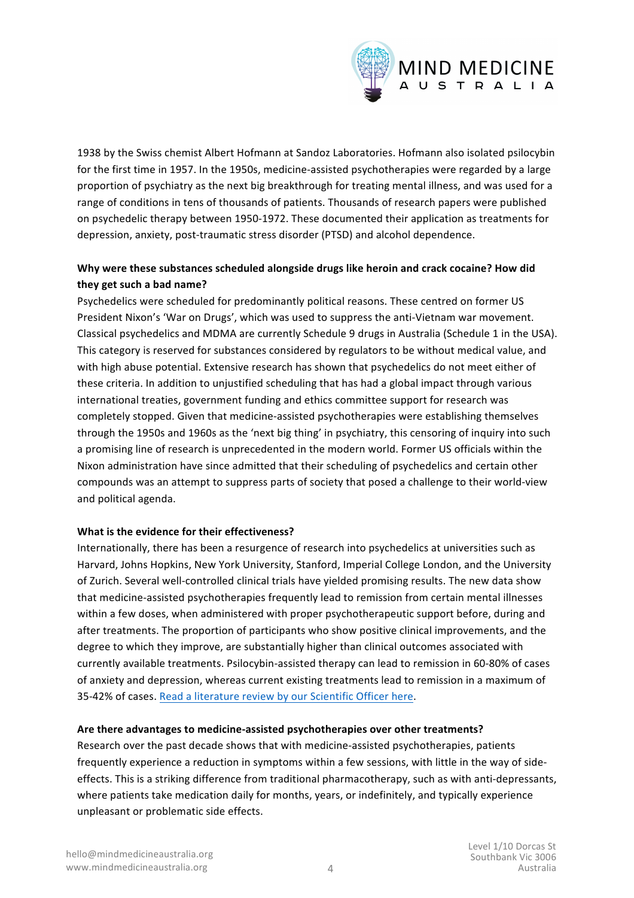1938 by the Swiss chemist Albert Hofmann at Sandoz Laboratories. Hofmann also isolated psilocybin for the first time in 1957. In the 1950s, medicine-assisted psychotherapies were regarded by a large proportion of psychiatry as the next big breakthrough for treating mental illness, and was used for a range of conditions in tens of thousands of patients. Thousands of research papers were published on psychedelic therapy between 1950-1972. These documented their application as treatments for depression, anxiety, post-traumatic stress disorder (PTSD) and alcohol dependence.

**Why were these substances scheduled alongside drugs like heroin and crack cocaine? How did they get such a bad name?**

Psychedelics were scheduled for predominantly political reasons. These centred on former US President Nixon's 'War on Drugs', which was used to suppress the anti-Vietnam war movement. Classical psychedelics and MDMA are currently Schedule 9 drugs in Australia (Schedule 1 in the USA). This category is reserved for substances considered by regulators to be without medical value, and with high abuse potential. Extensive research has shown that psychedelics do not meet either of these criteria. In addition to unjustified scheduling that has had a global impact through various international treaties, government funding and ethics committee support for research was completely stopped. Given that medicine-assisted psychotherapies were establishing themselves through the 1950s and 1960s as the 'next big thing' in psychiatry, this censoring of inquiry into such a promising line of research is unprecedented in the modern world. Former US officials within the Nixon administration have since admitted that their scheduling of psychedelics and certain other compounds was an attempt to suppress parts of society that posed a challenge to their world-view and political agenda.

**What is the evidence for their effectiveness?**

Internationally, there has been a resurgence of research into psychedelics at universities such as Harvard, Johns Hopkins, New York University, Stanford, Imperial College London, and the University of Zurich. Several well-controlled clinical trials have yielded promising results. The new data show that medicine-assisted psychotherapies frequently lead to remission from certain mental illnesses within a few doses, when administered with proper psychotherapeutic support before, during and after treatments. The proportion of participants who show positive clinical improvements, and the degree to which they improve, are substantially higher than clinical outcomes associated with currently available treatments. Psilocybin-assisted therapy can lead to remission in 60-80% of cases of anxiety and depression, whereas current existing treatments lead to remission in a maximum of 35-42% of cases. [Read a literature review by our Scientific Officer here](#).

**Are there advantages to medicine-assisted psychotherapies over other treatments?**

Research over the past decade shows that with medicine-assisted psychotherapies, patients frequently experience a reduction in symptoms within a few sessions, with little in the way of side-effects. This is a striking difference from traditional pharmacotherapy, such as with anti-depressants, where patients take medication daily for months, years, or indefinitely, and typically experience unpleasant or problematic side effects.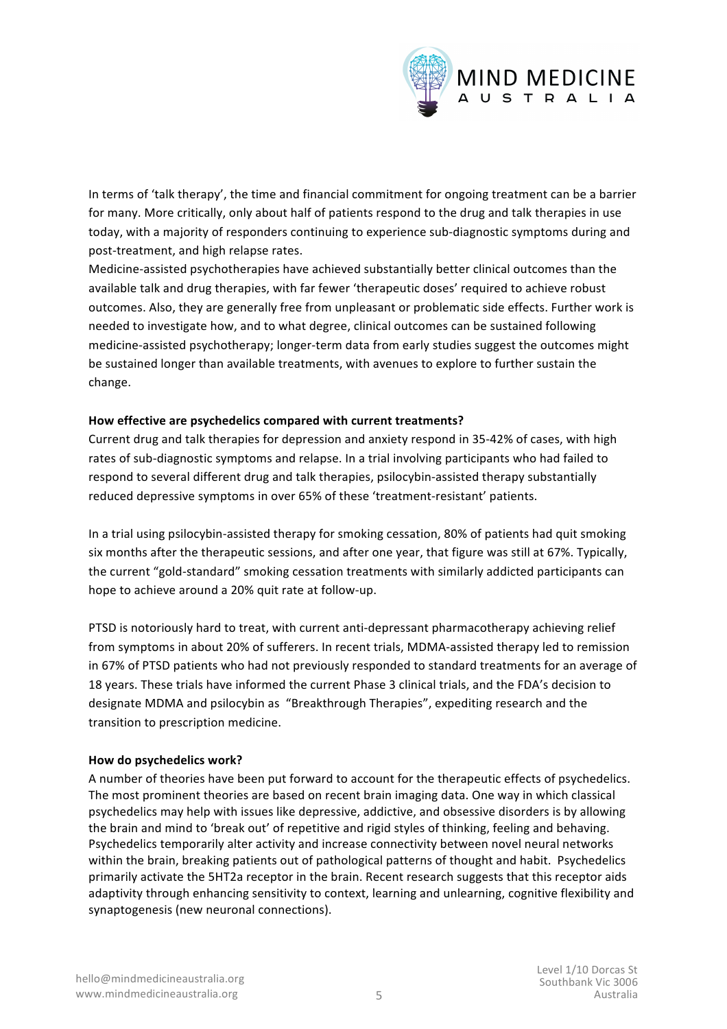In terms of 'talk therapy', the time and financial commitment for ongoing treatment can be a barrier for many. More critically, only about half of patients respond to the drug and talk therapies in use today, with a majority of responders continuing to experience sub-diagnostic symptoms during and post-treatment, and high relapse rates.

Medicine-assisted psychotherapies have achieved substantially better clinical outcomes than the available talk and drug therapies, with far fewer 'therapeutic doses' required to achieve robust outcomes. Also, they are generally free from unpleasant or problematic side effects. Further work is needed to investigate how, and to what degree, clinical outcomes can be sustained following medicine-assisted psychotherapy; longer-term data from early studies suggest the outcomes might be sustained longer than available treatments, with avenues to explore to further sustain the change.

**How effective are psychedelics compared with current treatments?**

Current drug and talk therapies for depression and anxiety respond in 35-42% of cases, with high rates of sub-diagnostic symptoms and relapse. In a trial involving participants who had failed to respond to several different drug and talk therapies, psilocybin-assisted therapy substantially reduced depressive symptoms in over 65% of these 'treatment-resistant' patients.

In a trial using psilocybin-assisted therapy for smoking cessation, 80% of patients had quit smoking six months after the therapeutic sessions, and after one year, that figure was still at 67%. Typically, the current "gold-standard" smoking cessation treatments with similarly addicted participants can hope to achieve around a 20% quit rate at follow-up.

PTSD is notoriously hard to treat, with current anti-depressant pharmacotherapy achieving relief from symptoms in about 20% of sufferers. In recent trials, MDMA-assisted therapy led to remission in 67% of PTSD patients who had not previously responded to standard treatments for an average of 18 years. These trials have informed the current Phase 3 clinical trials, and the FDA's decision to designate MDMA and psilocybin as "Breakthrough Therapies", expediting research and the transition to prescription medicine.

**How do psychedelics work?**

A number of theories have been put forward to account for the therapeutic effects of psychedelics. The most prominent theories are based on recent brain imaging data. One way in which classical psychedelics may help with issues like depressive, addictive, and obsessive disorders is by allowing the brain and mind to 'break out' of repetitive and rigid styles of thinking, feeling and behaving. Psychedelics temporarily alter activity and increase connectivity between novel neural networks within the brain, breaking patients out of pathological patterns of thought and habit. Psychedelics primarily activate the 5HT2a receptor in the brain. Recent research suggests that this receptor aids adaptivity through enhancing sensitivity to context, learning and unlearning, cognitive flexibility and synaptogenesis (new neuronal connections).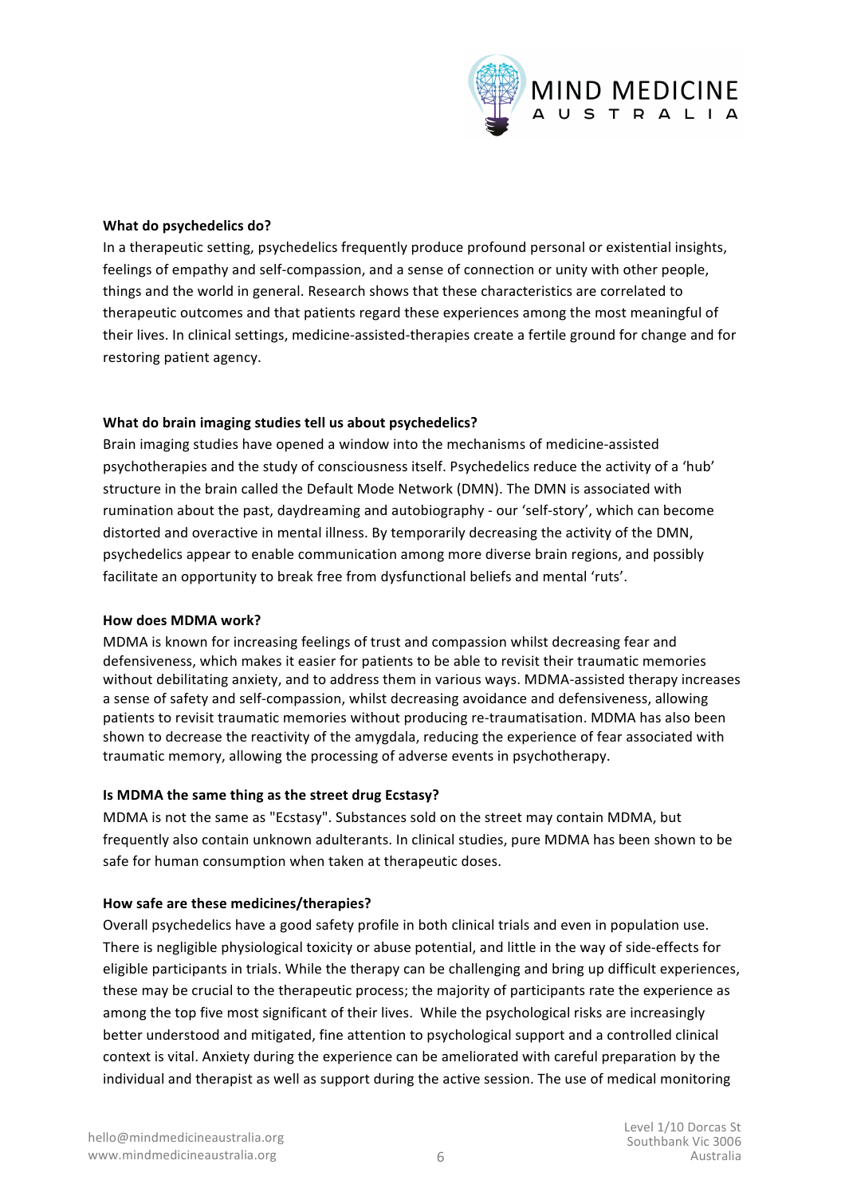**What do psychedelics do?**

In a therapeutic setting, psychedelics frequently produce profound personal or existential insights, feelings of empathy and self-compassion, and a sense of connection or unity with other people, things and the world in general. Research shows that these characteristics are correlated to therapeutic outcomes and that patients regard these experiences among the most meaningful of their lives. In clinical settings, medicine-assisted-therapies create a fertile ground for change and for restoring patient agency.

**What do brain imaging studies tell us about psychedelics?**

Brain imaging studies have opened a window into the mechanisms of medicine-assisted psychotherapies and the study of consciousness itself. Psychedelics reduce the activity of a 'hub' structure in the brain called the Default Mode Network (DMN). The DMN is associated with rumination about the past, daydreaming and autobiography - our 'self-story', which can become distorted and overactive in mental illness. By temporarily decreasing the activity of the DMN, psychedelics appear to enable communication among more diverse brain regions, and possibly facilitate an opportunity to break free from dysfunctional beliefs and mental 'ruts'.

**How does MDMA work?**

MDMA is known for increasing feelings of trust and compassion whilst decreasing fear and defensiveness, which makes it easier for patients to be able to revisit their traumatic memories without debilitating anxiety, and to address them in various ways. MDMA-assisted therapy increases a sense of safety and self-compassion, whilst decreasing avoidance and defensiveness, allowing patients to revisit traumatic memories without producing re-traumatisation. MDMA has also been shown to decrease the reactivity of the amygdala, reducing the experience of fear associated with traumatic memory, allowing the processing of adverse events in psychotherapy.

**Is MDMA the same thing as the street drug Ecstasy?**

MDMA is not the same as "Ecstasy". Substances sold on the street may contain MDMA, but frequently also contain unknown adulterants. In clinical studies, pure MDMA has been shown to be safe for human consumption when taken at therapeutic doses.

**How safe are these medicines/therapies?**

Overall psychedelics have a good safety profile in both clinical trials and even in population use. There is negligible physiological toxicity or abuse potential, and little in the way of side-effects for eligible participants in trials. While the therapy can be challenging and bring up difficult experiences, these may be crucial to the therapeutic process; the majority of participants rate the experience as among the top five most significant of their lives. While the psychological risks are increasingly better understood and mitigated, fine attention to psychological support and a controlled clinical context is vital. Anxiety during the experience can be ameliorated with careful preparation by the individual and therapist as well as support during the active session. The use of medical monitoring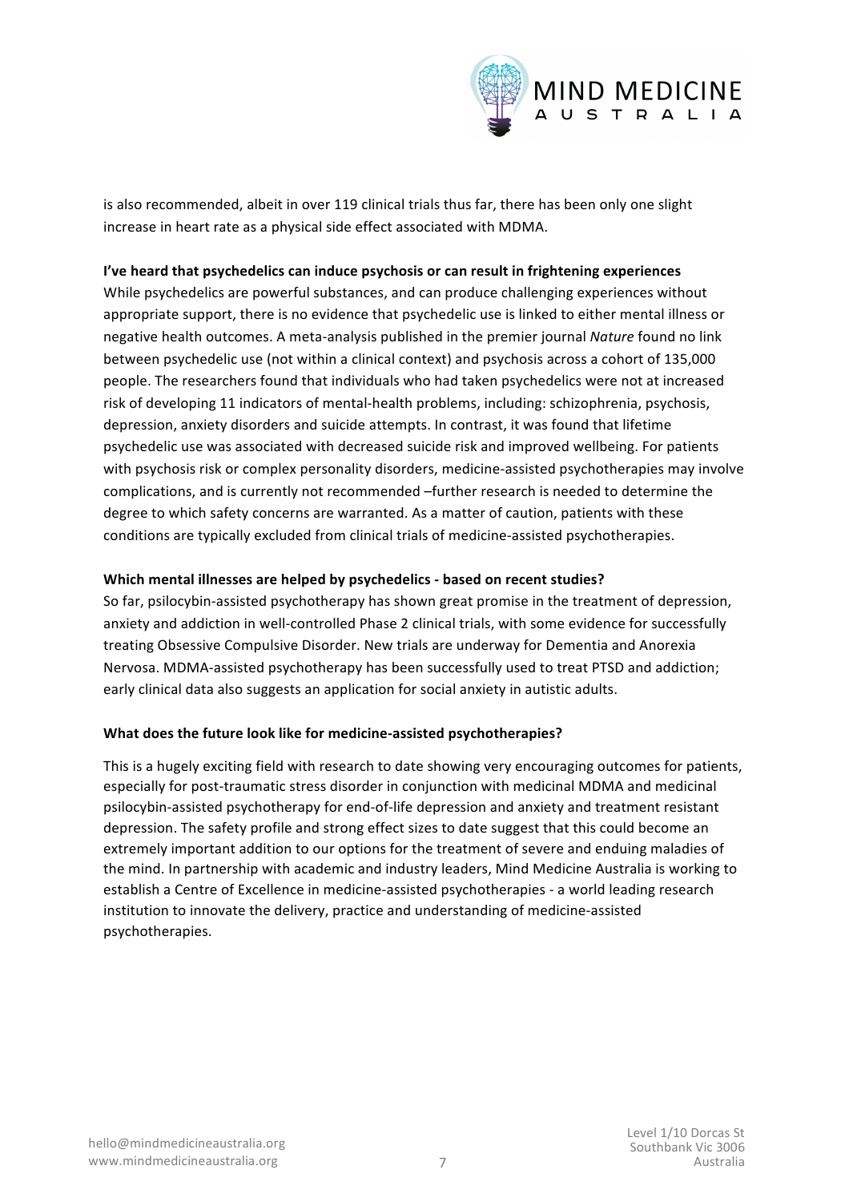is also recommended, albeit in over 119 clinical trials thus far, there has been only one slight increase in heart rate as a physical side effect associated with MDMA.

**I've heard that psychedelics can induce psychosis or can result in frightening experiences**

While psychedelics are powerful substances, and can produce challenging experiences without appropriate support, there is no evidence that psychedelic use is linked to either mental illness or negative health outcomes. A meta-analysis published in the premier journal *Nature* found no link between psychedelic use (not within a clinical context) and psychosis across a cohort of 135,000 people. The researchers found that individuals who had taken psychedelics were not at increased risk of developing 11 indicators of mental-health problems, including: schizophrenia, psychosis, depression, anxiety disorders and suicide attempts. In contrast, it was found that lifetime psychedelic use was associated with decreased suicide risk and improved wellbeing. For patients with psychosis risk or complex personality disorders, medicine-assisted psychotherapies may involve complications, and is currently not recommended –further research is needed to determine the degree to which safety concerns are warranted. As a matter of caution, patients with these conditions are typically excluded from clinical trials of medicine-assisted psychotherapies.

**Which mental illnesses are helped by psychedelics - based on recent studies?**

So far, psilocybin-assisted psychotherapy has shown great promise in the treatment of depression, anxiety and addiction in well-controlled Phase 2 clinical trials, with some evidence for successfully treating Obsessive Compulsive Disorder. New trials are underway for Dementia and Anorexia Nervosa. MDMA-assisted psychotherapy has been successfully used to treat PTSD and addiction; early clinical data also suggests an application for social anxiety in autistic adults.

**What does the future look like for medicine-assisted psychotherapies?**

This is a hugely exciting field with research to date showing very encouraging outcomes for patients, especially for post-traumatic stress disorder in conjunction with medicinal MDMA and medicinal psilocybin-assisted psychotherapy for end-of-life depression and anxiety and treatment resistant depression. The safety profile and strong effect sizes to date suggest that this could become an extremely important addition to our options for the treatment of severe and enduing maladies of the mind. In partnership with academic and industry leaders, Mind Medicine Australia is working to establish a Centre of Excellence in medicine-assisted psychotherapies - a world leading research institution to innovate the delivery, practice and understanding of medicine-assisted psychotherapies.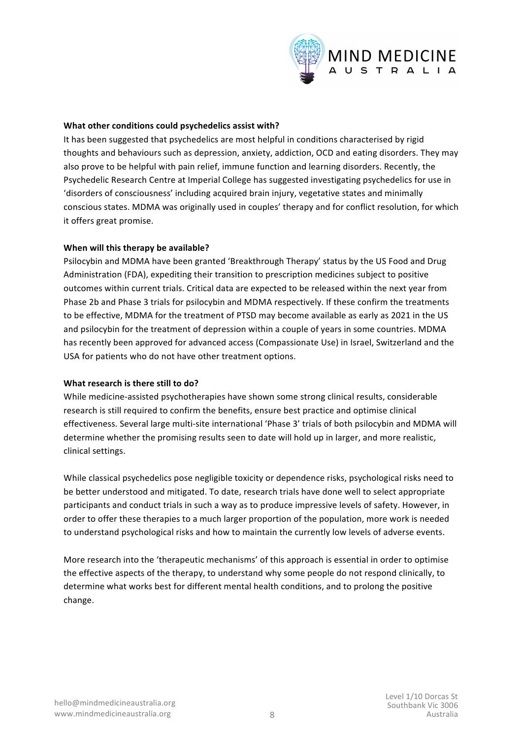**What other conditions could psychedelics assist with?**

It has been suggested that psychedelics are most helpful in conditions characterised by rigid thoughts and behaviours such as depression, anxiety, addiction, OCD and eating disorders. They may also prove to be helpful with pain relief, immune function and learning disorders. Recently, the Psychedelic Research Centre at Imperial College has suggested investigating psychedelics for use in 'disorders of consciousness' including acquired brain injury, vegetative states and minimally conscious states. MDMA was originally used in couples' therapy and for conflict resolution, for which it offers great promise.

**When will this therapy be available?**

Psilocybin and MDMA have been granted 'Breakthrough Therapy' status by the US Food and Drug Administration (FDA), expediting their transition to prescription medicines subject to positive outcomes within current trials. Critical data are expected to be released within the next year from Phase 2b and Phase 3 trials for psilocybin and MDMA respectively. If these confirm the treatments to be effective, MDMA for the treatment of PTSD may become available as early as 2021 in the US and psilocybin for the treatment of depression within a couple of years in some countries. MDMA has recently been approved for advanced access (Compassionate Use) in Israel, Switzerland and the USA for patients who do not have other treatment options.

**What research is there still to do?**

While medicine-assisted psychotherapies have shown some strong clinical results, considerable research is still required to confirm the benefits, ensure best practice and optimise clinical effectiveness. Several large multi-site international 'Phase 3' trials of both psilocybin and MDMA will determine whether the promising results seen to date will hold up in larger, and more realistic, clinical settings.

While classical psychedelics pose negligible toxicity or dependence risks, psychological risks need to be better understood and mitigated. To date, research trials have done well to select appropriate participants and conduct trials in such a way as to produce impressive levels of safety. However, in order to offer these therapies to a much larger proportion of the population, more work is needed to understand psychological risks and how to maintain the currently low levels of adverse events.

More research into the 'therapeutic mechanisms' of this approach is essential in order to optimise the effective aspects of the therapy, to understand why some people do not respond clinically, to determine what works best for different mental health conditions, and to prolong the positive change.